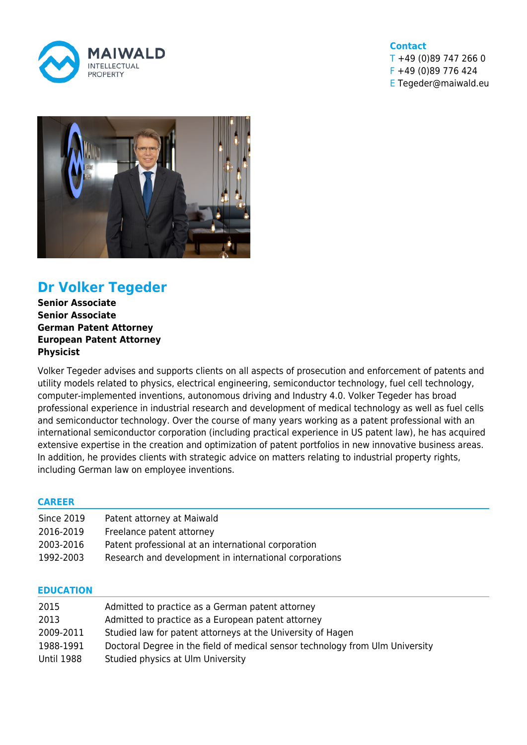MAIWALD
INTELLECTUAL
PROPERTY

**Contact**
T +49 (0)89 747 266 0
F +49 (0)89 776 424
E Tegeder@maiwald.eu

# Dr Volker Tegeder

**Senior Associate**
**Senior Associate**
**German Patent Attorney**
**European Patent Attorney**
**Physicist**

Volker Tegeder advises and supports clients on all aspects of prosecution and enforcement of patents and utility models related to physics, electrical engineering, semiconductor technology, fuel cell technology, computer-implemented inventions, autonomous driving and Industry 4.0. Volker Tegeder has broad professional experience in industrial research and development of medical technology as well as fuel cells and semiconductor technology. Over the course of many years working as a patent professional with an international semiconductor corporation (including practical experience in US patent law), he has acquired extensive expertise in the creation and optimization of patent portfolios in new innovative business areas. In addition, he provides clients with strategic advice on matters relating to industrial property rights, including German law on employee inventions.

## CAREER

| | |
|---|---|
| Since 2019 | Patent attorney at Maiwald |
| 2016-2019 | Freelance patent attorney |
| 2003-2016 | Patent professional at an international corporation |
| 1992-2003 | Research and development in international corporations |

## EDUCATION

| | |
|---|---|
| 2015 | Admitted to practice as a German patent attorney |
| 2013 | Admitted to practice as a European patent attorney |
| 2009-2011 | Studied law for patent attorneys at the University of Hagen |
| 1988-1991 | Doctoral Degree in the field of medical sensor technology from Ulm University |
| Until 1988 | Studied physics at Ulm University |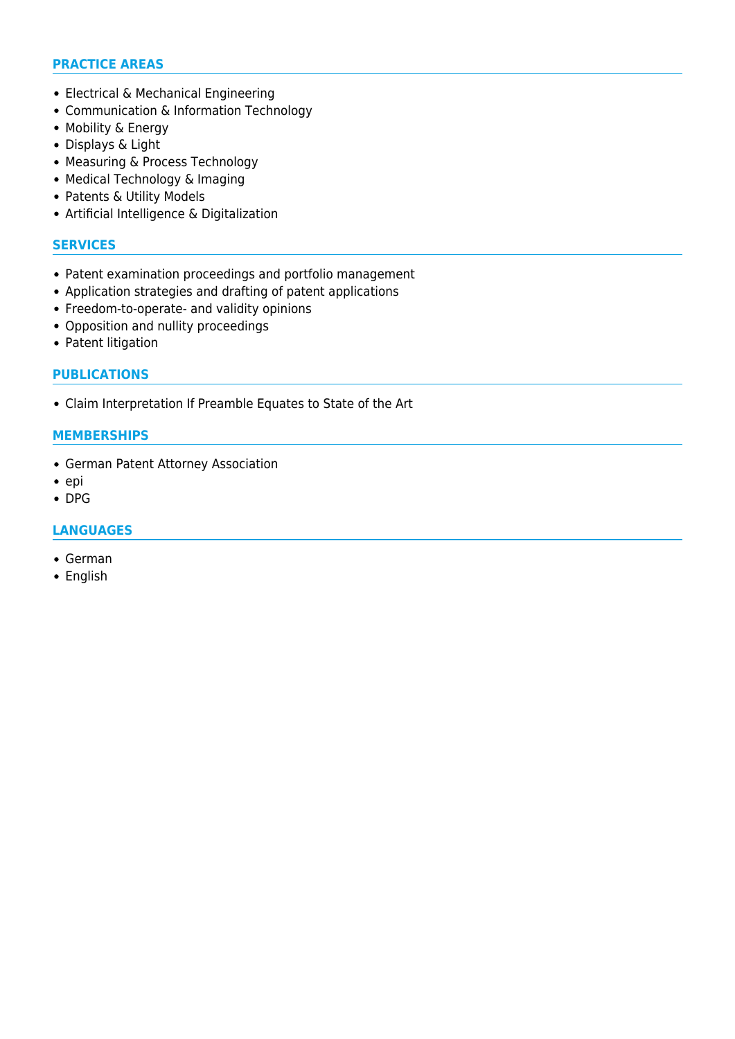## PRACTICE AREAS

- Electrical & Mechanical Engineering
- Communication & Information Technology
- Mobility & Energy
- Displays & Light
- Measuring & Process Technology
- Medical Technology & Imaging
- Patents & Utility Models
- Artificial Intelligence & Digitalization

## SERVICES

- Patent examination proceedings and portfolio management
- Application strategies and drafting of patent applications
- Freedom-to-operate- and validity opinions
- Opposition and nullity proceedings
- Patent litigation

## PUBLICATIONS

- Claim Interpretation If Preamble Equates to State of the Art

## MEMBERSHIPS

- German Patent Attorney Association
- epi
- DPG

## LANGUAGES

- German
- English